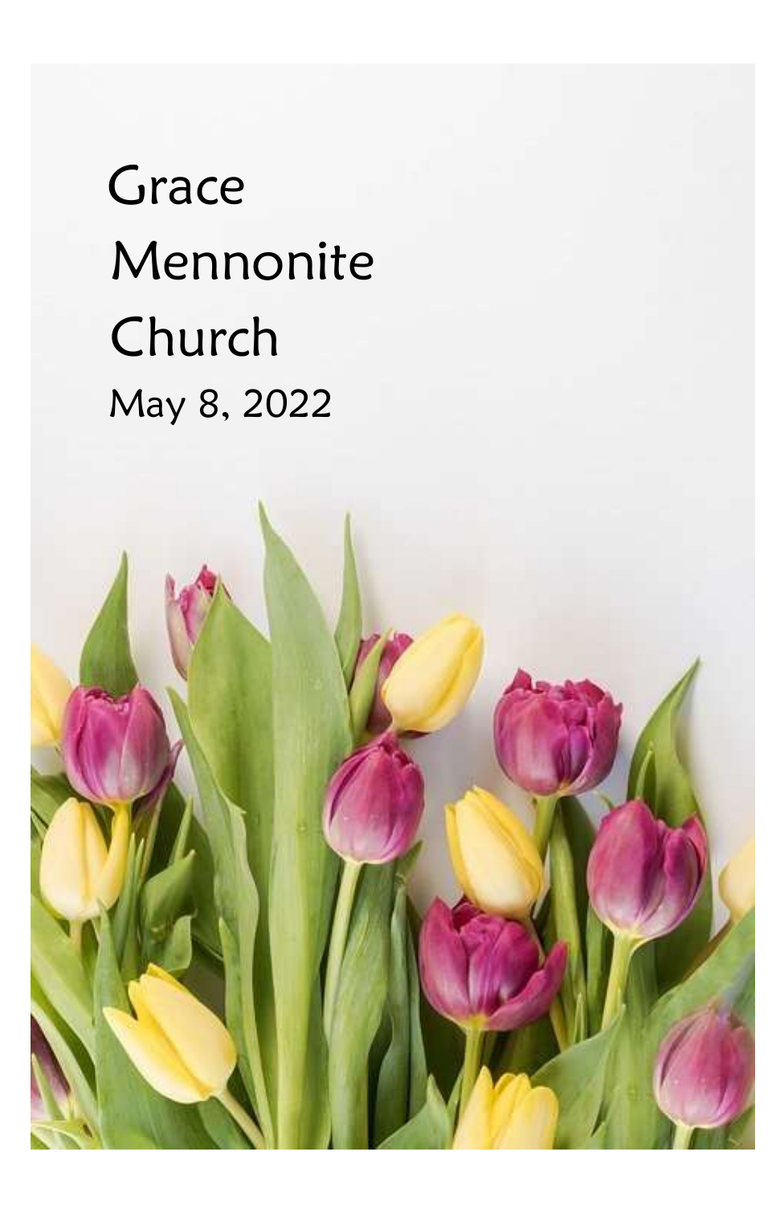# Grace Mennonite Church

May 8, 2022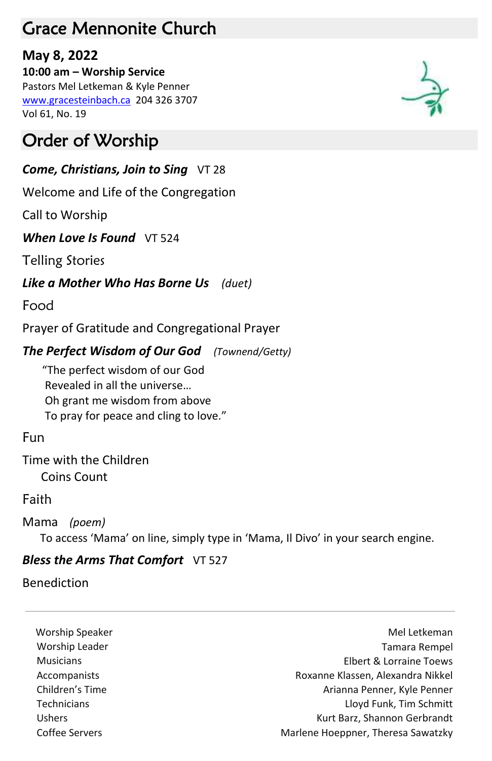# Grace Mennonite Church

**May 8, 2022**

**10:00 am – Worship Service**

Pastors Mel Letkeman & Kyle Penner

www.gracesteinbach.ca 204 326 3707

Vol 61, No. 19

# Order of Worship

***Come, Christians, Join to Sing*** VT 28

Welcome and Life of the Congregation

Call to Worship

***When Love Is Found*** VT 524

Telling Stories

***Like a Mother Who Has Borne Us*** *(duet)*

Food

Prayer of Gratitude and Congregational Prayer

***The Perfect Wisdom of Our God*** *(Townend/Getty)*

> "The perfect wisdom of our God
> Revealed in all the universe…
> Oh grant me wisdom from above
> To pray for peace and cling to love."

Fun

Time with the Children

Coins Count

Faith

Mama *(poem)*

To access 'Mama' on line, simply type in 'Mama, Il Divo' in your search engine.

***Bless the Arms That Comfort*** VT 527

Benediction

---

| | |
|---|---|
| Worship Speaker | Mel Letkeman |
| Worship Leader | Tamara Rempel |
| Musicians | Elbert & Lorraine Toews |
| Accompanists | Roxanne Klassen, Alexandra Nikkel |
| Children's Time | Arianna Penner, Kyle Penner |
| Technicians | Lloyd Funk, Tim Schmitt |
| Ushers | Kurt Barz, Shannon Gerbrandt |
| Coffee Servers | Marlene Hoeppner, Theresa Sawatzky |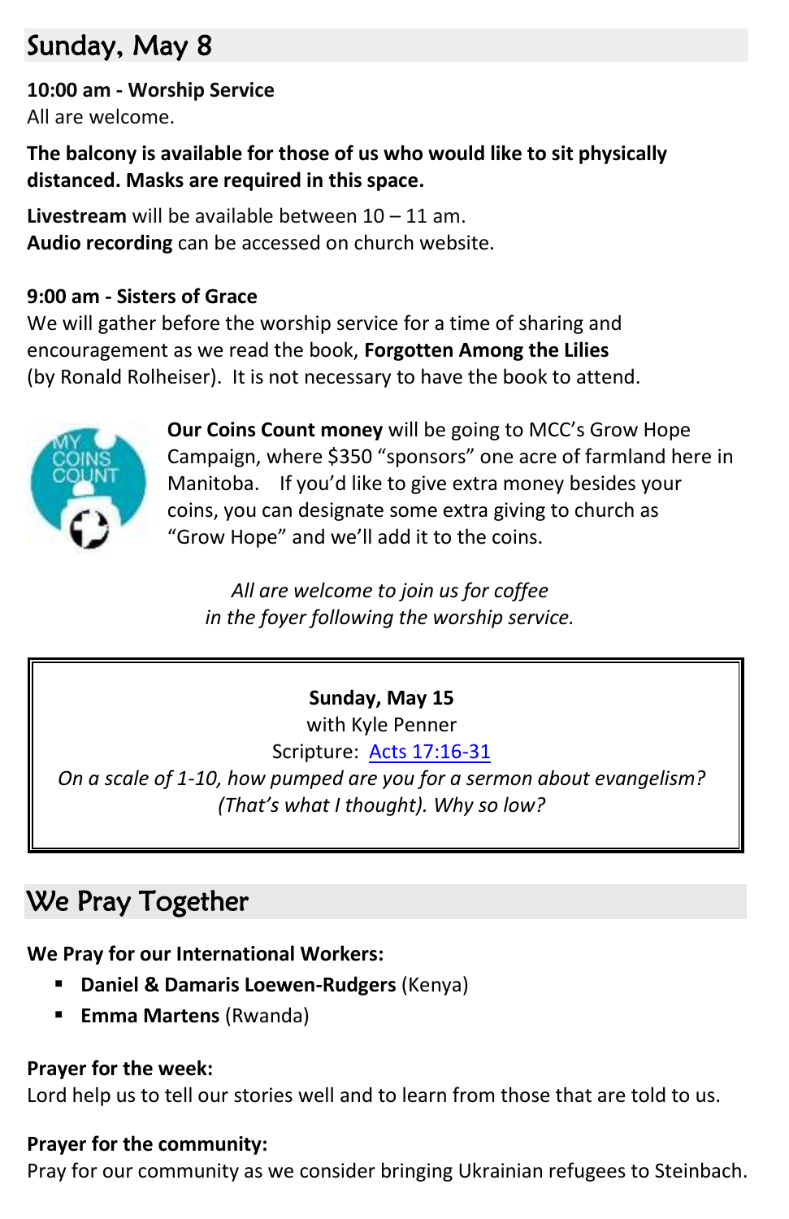## Sunday, May 8

**10:00 am - Worship Service**
All are welcome.

**The balcony is available for those of us who would like to sit physically distanced. Masks are required in this space.**

**Livestream** will be available between 10 – 11 am.
**Audio recording** can be accessed on church website.

**9:00 am - Sisters of Grace**
We will gather before the worship service for a time of sharing and encouragement as we read the book, **Forgotten Among the Lilies** (by Ronald Rolheiser). It is not necessary to have the book to attend.

**Our Coins Count money** will be going to MCC's Grow Hope Campaign, where $350 "sponsors" one acre of farmland here in Manitoba. If you'd like to give extra money besides your coins, you can designate some extra giving to church as "Grow Hope" and we'll add it to the coins.

*All are welcome to join us for coffee in the foyer following the worship service.*

**Sunday, May 15**
with Kyle Penner
Scripture: [Acts 17:16-31]
*On a scale of 1-10, how pumped are you for a sermon about evangelism? (That's what I thought). Why so low?*

## We Pray Together

**We Pray for our International Workers:**

- **Daniel & Damaris Loewen-Rudgers** (Kenya)
- **Emma Martens** (Rwanda)

**Prayer for the week:**
Lord help us to tell our stories well and to learn from those that are told to us.

**Prayer for the community:**
Pray for our community as we consider bringing Ukrainian refugees to Steinbach.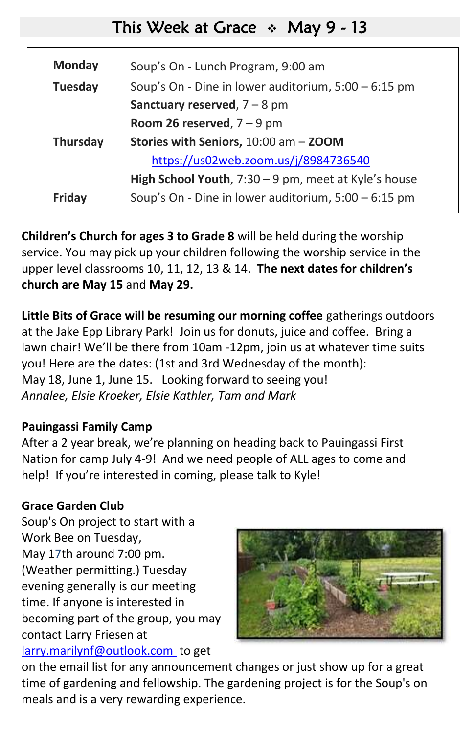# This Week at Grace ❖ May 9 - 13

| | |
|---|---|
| **Monday** | Soup's On - Lunch Program, 9:00 am |
| **Tuesday** | Soup's On - Dine in lower auditorium, 5:00 – 6:15 pm |
| | **Sanctuary reserved**, 7 – 8 pm |
| | **Room 26 reserved**, 7 – 9 pm |
| **Thursday** | **Stories with Seniors,** 10:00 am – **ZOOM** https://us02web.zoom.us/j/8984736540 |
| | **High School Youth**, 7:30 – 9 pm, meet at Kyle's house |
| **Friday** | Soup's On - Dine in lower auditorium, 5:00 – 6:15 pm |

**Children's Church for ages 3 to Grade 8** will be held during the worship service. You may pick up your children following the worship service in the upper level classrooms 10, 11, 12, 13 & 14. **The next dates for children's church are May 15** and **May 29.**

**Little Bits of Grace will be resuming our morning coffee** gatherings outdoors at the Jake Epp Library Park! Join us for donuts, juice and coffee. Bring a lawn chair! We'll be there from 10am -12pm, join us at whatever time suits you! Here are the dates: (1st and 3rd Wednesday of the month):
May 18, June 1, June 15. Looking forward to seeing you!
*Annalee, Elsie Kroeker, Elsie Kathler, Tam and Mark*

**Pauingassi Family Camp**
After a 2 year break, we're planning on heading back to Pauingassi First Nation for camp July 4-9! And we need people of ALL ages to come and help! If you're interested in coming, please talk to Kyle!

**Grace Garden Club**
Soup's On project to start with a Work Bee on Tuesday, May 17th around 7:00 pm. (Weather permitting.) Tuesday evening generally is our meeting time. If anyone is interested in becoming part of the group, you may contact Larry Friesen at larry.marilynf@outlook.com to get on the email list for any announcement changes or just show up for a great time of gardening and fellowship. The gardening project is for the Soup's on meals and is a very rewarding experience.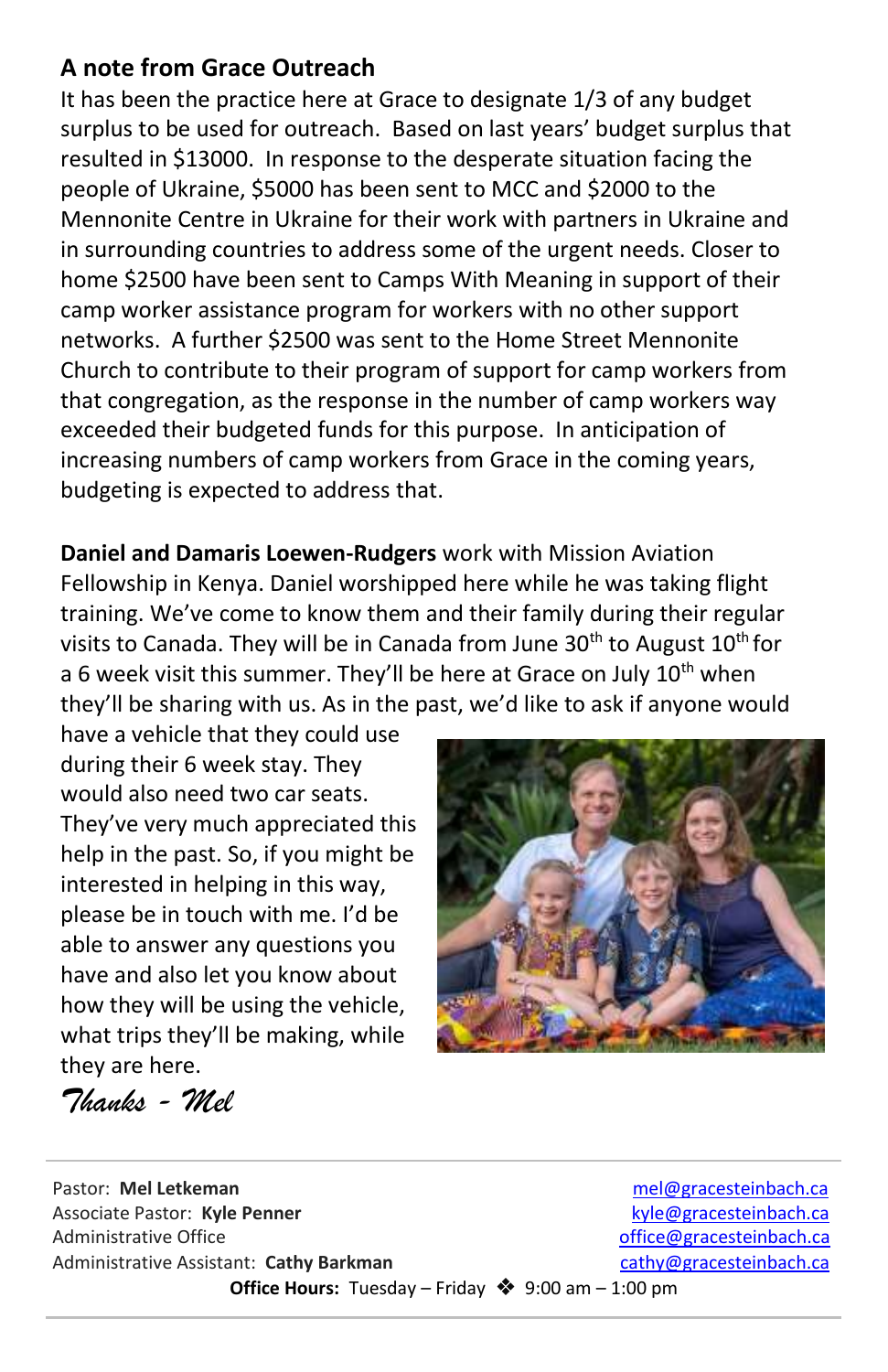## A note from Grace Outreach

It has been the practice here at Grace to designate 1/3 of any budget surplus to be used for outreach. Based on last years' budget surplus that resulted in $13000. In response to the desperate situation facing the people of Ukraine, $5000 has been sent to MCC and $2000 to the Mennonite Centre in Ukraine for their work with partners in Ukraine and in surrounding countries to address some of the urgent needs. Closer to home $2500 have been sent to Camps With Meaning in support of their camp worker assistance program for workers with no other support networks. A further $2500 was sent to the Home Street Mennonite Church to contribute to their program of support for camp workers from that congregation, as the response in the number of camp workers way exceeded their budgeted funds for this purpose. In anticipation of increasing numbers of camp workers from Grace in the coming years, budgeting is expected to address that.

**Daniel and Damaris Loewen-Rudgers** work with Mission Aviation Fellowship in Kenya. Daniel worshipped here while he was taking flight training. We've come to know them and their family during their regular visits to Canada. They will be in Canada from June 30th to August 10th for a 6 week visit this summer. They'll be here at Grace on July 10th when they'll be sharing with us. As in the past, we'd like to ask if anyone would have a vehicle that they could use during their 6 week stay. They would also need two car seats. They've very much appreciated this help in the past. So, if you might be interested in helping in this way, please be in touch with me. I'd be able to answer any questions you have and also let you know about how they will be using the vehicle, what trips they'll be making, while they are here.

*Thanks - Mel*

---

Pastor: **Mel Letkeman** mel@gracesteinbach.ca
Associate Pastor: **Kyle Penner** kyle@gracesteinbach.ca
Administrative Office office@gracesteinbach.ca
Administrative Assistant: **Cathy Barkman** cathy@gracesteinbach.ca

**Office Hours:** Tuesday – Friday ❖ 9:00 am – 1:00 pm